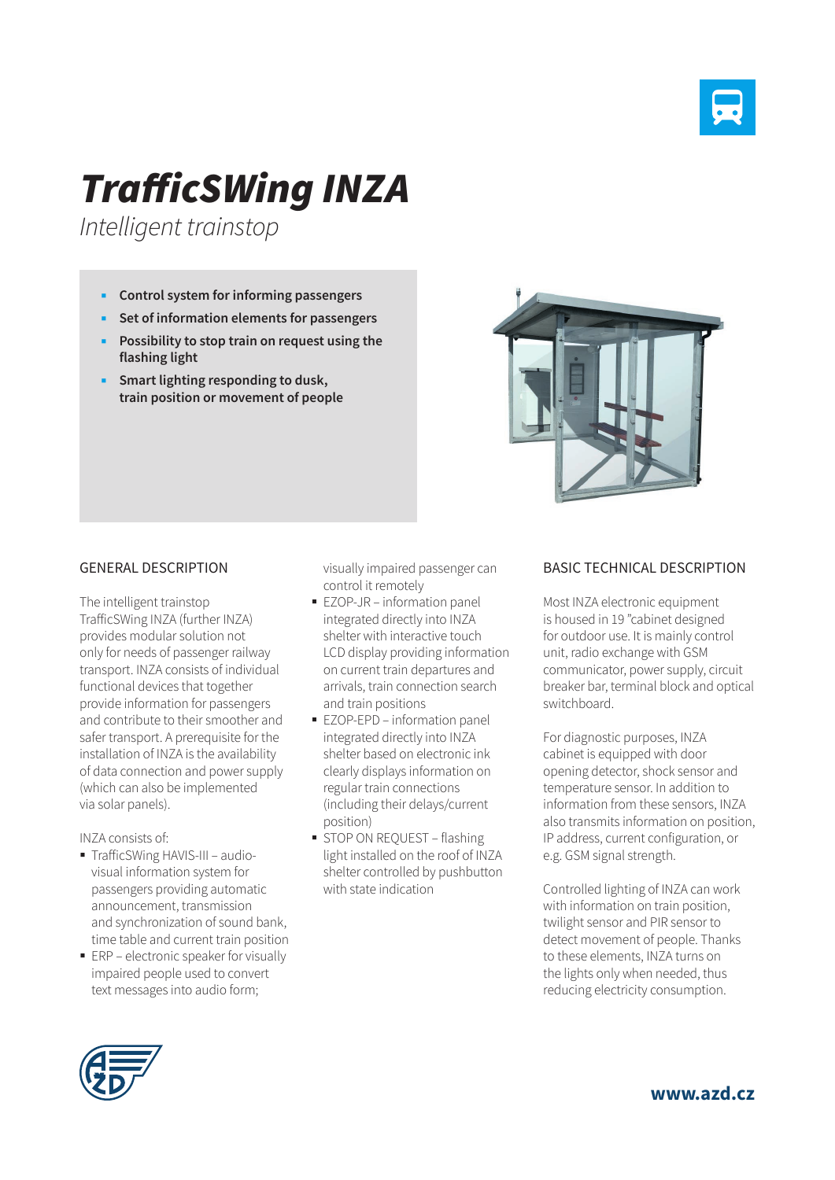# TrafficSWing INZA

*Intelligent trainstop*

- **Control system for informing passengers**
- **Set of information elements for passengers**
- **Possibility to stop train on request using the flashing light**
- **Smart lighting responding to dusk, train position or movement of people**

## GENERAL DESCRIPTION

The intelligent trainstop TrafficSWing INZA (further INZA) provides modular solution not only for needs of passenger railway transport. INZA consists of individual functional devices that together provide information for passengers and contribute to their smoother and safer transport. A prerequisite for the installation of INZA is the availability of data connection and power supply (which can also be implemented via solar panels).

INZA consists of:

- TrafficSWing HAVIS-III – audio-visual information system for passengers providing automatic announcement, transmission and synchronization of sound bank, time table and current train position
- ERP – electronic speaker for visually impaired people used to convert text messages into audio form; visually impaired passenger can control it remotely
- EZOP-JR – information panel integrated directly into INZA shelter with interactive touch LCD display providing information on current train departures and arrivals, train connection search and train positions
- EZOP-EPD – information panel integrated directly into INZA shelter based on electronic ink clearly displays information on regular train connections (including their delays/current position)
- STOP ON REQUEST – flashing light installed on the roof of INZA shelter controlled by pushbutton with state indication

## BASIC TECHNICAL DESCRIPTION

Most INZA electronic equipment is housed in 19 "cabinet designed for outdoor use. It is mainly control unit, radio exchange with GSM communicator, power supply, circuit breaker bar, terminal block and optical switchboard.

For diagnostic purposes, INZA cabinet is equipped with door opening detector, shock sensor and temperature sensor. In addition to information from these sensors, INZA also transmits information on position, IP address, current configuration, or e.g. GSM signal strength.

Controlled lighting of INZA can work with information on train position, twilight sensor and PIR sensor to detect movement of people. Thanks to these elements, INZA turns on the lights only when needed, thus reducing electricity consumption.

www.azd.cz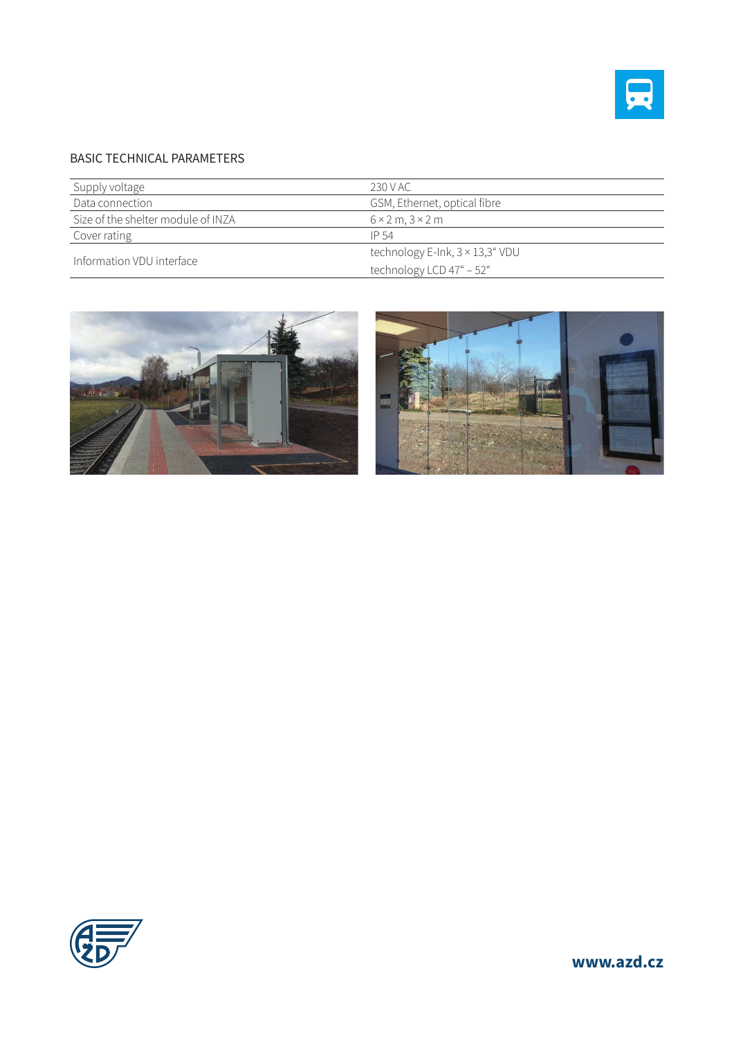## BASIC TECHNICAL PARAMETERS

| | |
|---|---|
| Supply voltage | 230 V AC |
| Data connection | GSM, Ethernet, optical fibre |
| Size of the shelter module of INZA | 6 × 2 m, 3 × 2 m |
| Cover rating | IP 54 |
| Information VDU interface | technology E-Ink, 3 × 13,3" VDU<br>technology LCD 47" – 52" |

www.azd.cz